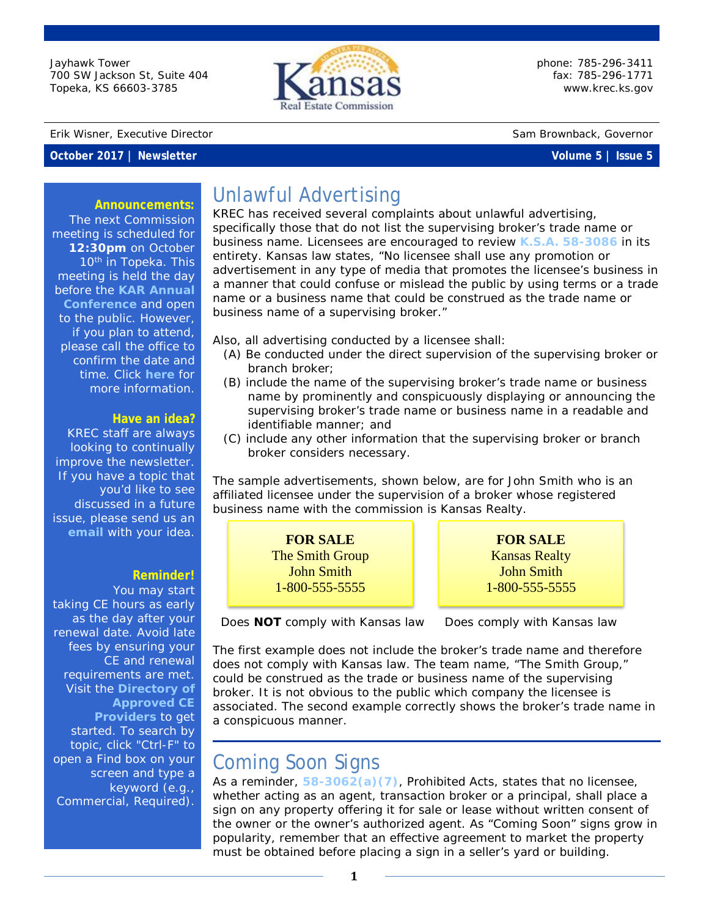Jayhawk Tower
700 SW Jackson St, Suite 404
Topeka, KS 66603-3785

Kansas Real Estate Commission

phone: 785-296-3411
fax: 785-296-1771
www.krec.ks.gov

Erik Wisner, Executive Director

Sam Brownback, Governor

**October 2017 | Newsletter** **Volume 5 | Issue 5**

**Announcements:**
The next Commission meeting is scheduled for **12:30pm** on October 10th in Topeka. This meeting is held the day before the **KAR Annual Conference** and open to the public. However, if you plan to attend, please call the office to confirm the date and time. Click **here** for more information.

**Have an idea?**
KREC staff are always looking to continually improve the newsletter. If you have a topic that you'd like to see discussed in a future issue, please send us an **email** with your idea.

**Reminder!**
You may start taking CE hours as early as the day after your renewal date. Avoid late fees by ensuring your CE and renewal requirements are met. Visit the **Directory of Approved CE Providers** to get started. To search by topic, click "Ctrl-F" to open a Find box on your screen and type a keyword (e.g., Commercial, Required).

# Unlawful Advertising

KREC has received several complaints about unlawful advertising, specifically those that do not list the supervising broker's trade name or business name. Licensees are encouraged to review **K.S.A. 58-3086** in its entirety. Kansas law states, "No licensee shall use any promotion or advertisement in any type of media that promotes the licensee's business in a manner that could confuse or mislead the public by using terms or a trade name or a business name that could be construed as the trade name or business name of a supervising broker."

Also, all advertising conducted by a licensee shall:

(A) Be conducted under the direct supervision of the supervising broker or branch broker;
(B) include the name of the supervising broker's trade name or business name by prominently and conspicuously displaying or announcing the supervising broker's trade name or business name in a readable and identifiable manner; and
(C) include any other information that the supervising broker or branch broker considers necessary.

The sample advertisements, shown below, are for John Smith who is an affiliated licensee under the supervision of a broker whose registered business name with the commission is Kansas Realty.

| **FOR SALE**<br>The Smith Group<br>John Smith<br>1-800-555-5555 | **FOR SALE**<br>Kansas Realty<br>John Smith<br>1-800-555-5555 |
|---|---|
| Does **NOT** comply with Kansas law | Does comply with Kansas law |

The first example does not include the broker's trade name and therefore does not comply with Kansas law. The team name, "The Smith Group," could be construed as the trade or business name of the supervising broker. It is not obvious to the public which company the licensee is associated. The second example correctly shows the broker's trade name in a conspicuous manner.

# Coming Soon Signs

As a reminder, **58-3062(a)(7)**, Prohibited Acts, states that no licensee, whether acting as an agent, transaction broker or a principal, shall place a sign on any property offering it for sale or lease without written consent of the owner or the owner's authorized agent. As "Coming Soon" signs grow in popularity, remember that an effective agreement to market the property must be obtained before placing a sign in a seller's yard or building.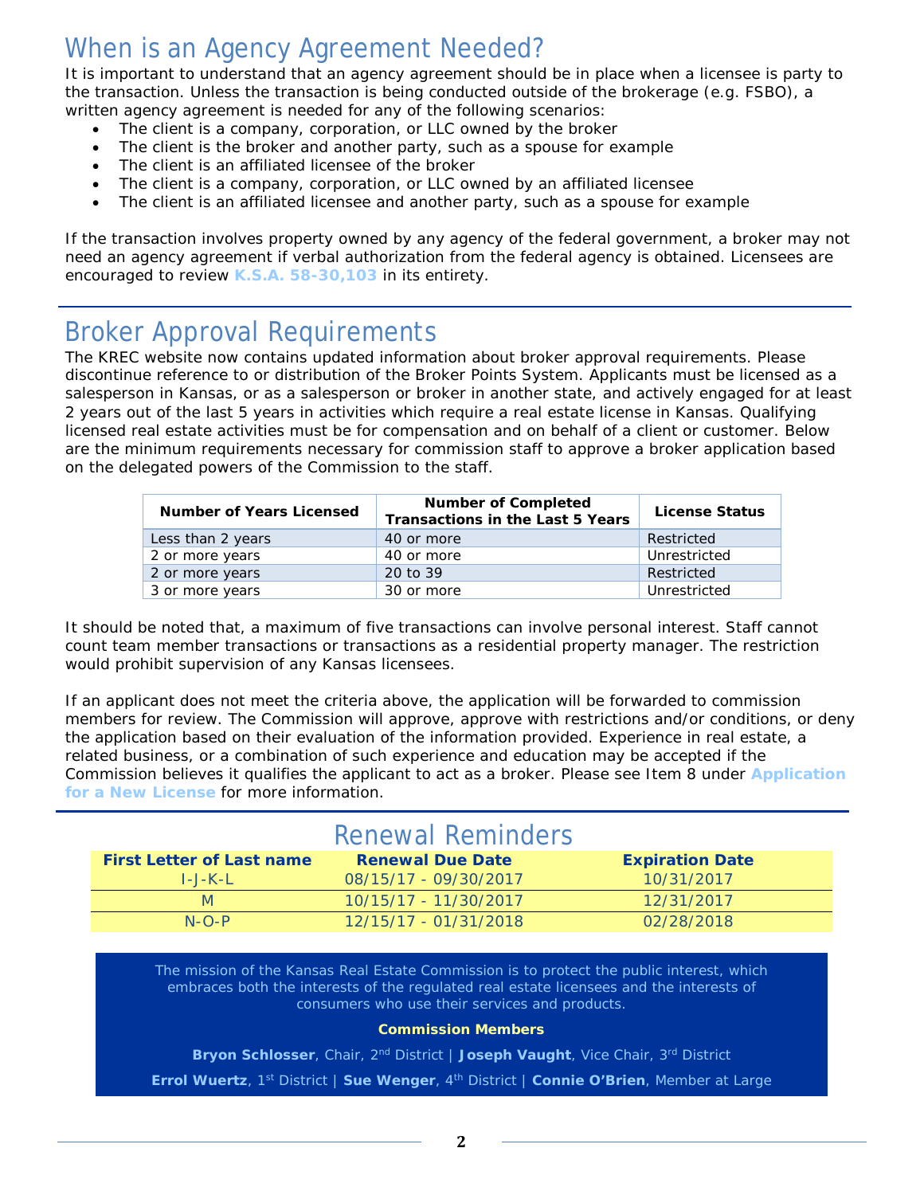## When is an Agency Agreement Needed?

It is important to understand that an agency agreement should be in place when a licensee is party to the transaction. Unless the transaction is being conducted outside of the brokerage (e.g. FSBO), a written agency agreement is needed for any of the following scenarios:

- The client is a company, corporation, or LLC owned by the broker
- The client is the broker and another party, such as a spouse for example
- The client is an affiliated licensee of the broker
- The client is a company, corporation, or LLC owned by an affiliated licensee
- The client is an affiliated licensee and another party, such as a spouse for example

If the transaction involves property owned by any agency of the federal government, a broker may not need an agency agreement if verbal authorization from the federal agency is obtained. Licensees are encouraged to review **K.S.A. 58-30,103** in its entirety.

## Broker Approval Requirements

The KREC website now contains updated information about broker approval requirements. Please discontinue reference to or distribution of the Broker Points System. Applicants must be licensed as a salesperson in Kansas, or as a salesperson or broker in another state, and actively engaged for at least 2 years out of the last 5 years in activities which require a real estate license in Kansas. Qualifying licensed real estate activities must be for compensation and on behalf of a client or customer. Below are the minimum requirements necessary for commission staff to approve a broker application based on the delegated powers of the Commission to the staff.

| Number of Years Licensed | Number of Completed Transactions in the Last 5 Years | License Status |
|---|---|---|
| Less than 2 years | 40 or more | Restricted |
| 2 or more years | 40 or more | Unrestricted |
| 2 or more years | 20 to 39 | Restricted |
| 3 or more years | 30 or more | Unrestricted |

It should be noted that, a maximum of five transactions can involve personal interest. Staff cannot count team member transactions or transactions as a residential property manager. The restriction would prohibit supervision of any Kansas licensees.

If an applicant does not meet the criteria above, the application will be forwarded to commission members for review. The Commission will approve, approve with restrictions and/or conditions, or deny the application based on their evaluation of the information provided. Experience in real estate, a related business, or a combination of such experience and education may be accepted if the Commission believes it qualifies the applicant to act as a broker. Please see Item 8 under **Application for a New License** for more information.

## Renewal Reminders

| First Letter of Last name | Renewal Due Date | Expiration Date |
|---|---|---|
| I-J-K-L | 08/15/17 - 09/30/2017 | 10/31/2017 |
| M | 10/15/17 - 11/30/2017 | 12/31/2017 |
| N-O-P | 12/15/17 - 01/31/2018 | 02/28/2018 |

The mission of the Kansas Real Estate Commission is to protect the public interest, which embraces both the interests of the regulated real estate licensees and the interests of consumers who use their services and products.

**Commission Members**

**Bryon Schlosser**, Chair, 2nd District | **Joseph Vaught**, Vice Chair, 3rd District

**Errol Wuertz**, 1st District | **Sue Wenger**, 4th District | **Connie O'Brien**, Member at Large